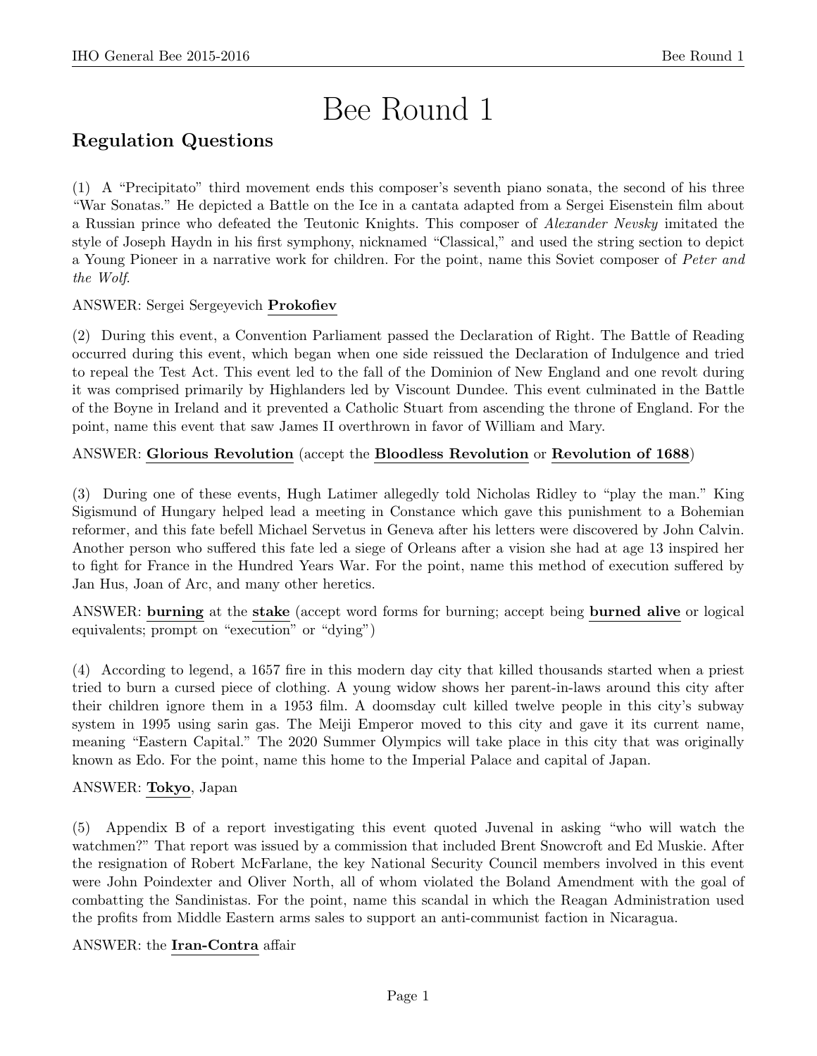# Bee Round 1

## Regulation Questions

(1) A "Precipitato" third movement ends this composer's seventh piano sonata, the second of his three "War Sonatas." He depicted a Battle on the Ice in a cantata adapted from a Sergei Eisenstein film about a Russian prince who defeated the Teutonic Knights. This composer of *Alexander Nevsky* imitated the style of Joseph Haydn in his first symphony, nicknamed "Classical," and used the string section to depict a Young Pioneer in a narrative work for children. For the point, name this Soviet composer of *Peter and the Wolf*.

ANSWER: Sergei Sergeyevich **Prokofiev**

(2) During this event, a Convention Parliament passed the Declaration of Right. The Battle of Reading occurred during this event, which began when one side reissued the Declaration of Indulgence and tried to repeal the Test Act. This event led to the fall of the Dominion of New England and one revolt during it was comprised primarily by Highlanders led by Viscount Dundee. This event culminated in the Battle of the Boyne in Ireland and it prevented a Catholic Stuart from ascending the throne of England. For the point, name this event that saw James II overthrown in favor of William and Mary.

ANSWER: **Glorious Revolution** (accept the **Bloodless Revolution** or **Revolution of 1688**)

(3) During one of these events, Hugh Latimer allegedly told Nicholas Ridley to "play the man." King Sigismund of Hungary helped lead a meeting in Constance which gave this punishment to a Bohemian reformer, and this fate befell Michael Servetus in Geneva after his letters were discovered by John Calvin. Another person who suffered this fate led a siege of Orleans after a vision she had at age 13 inspired her to fight for France in the Hundred Years War. For the point, name this method of execution suffered by Jan Hus, Joan of Arc, and many other heretics.

ANSWER: **burning** at the **stake** (accept word forms for burning; accept being **burned alive** or logical equivalents; prompt on "execution" or "dying")

(4) According to legend, a 1657 fire in this modern day city that killed thousands started when a priest tried to burn a cursed piece of clothing. A young widow shows her parent-in-laws around this city after their children ignore them in a 1953 film. A doomsday cult killed twelve people in this city's subway system in 1995 using sarin gas. The Meiji Emperor moved to this city and gave it its current name, meaning "Eastern Capital." The 2020 Summer Olympics will take place in this city that was originally known as Edo. For the point, name this home to the Imperial Palace and capital of Japan.

ANSWER: **Tokyo**, Japan

(5) Appendix B of a report investigating this event quoted Juvenal in asking "who will watch the watchmen?" That report was issued by a commission that included Brent Snowcroft and Ed Muskie. After the resignation of Robert McFarlane, the key National Security Council members involved in this event were John Poindexter and Oliver North, all of whom violated the Boland Amendment with the goal of combatting the Sandinistas. For the point, name this scandal in which the Reagan Administration used the profits from Middle Eastern arms sales to support an anti-communist faction in Nicaragua.

ANSWER: the **Iran-Contra** affair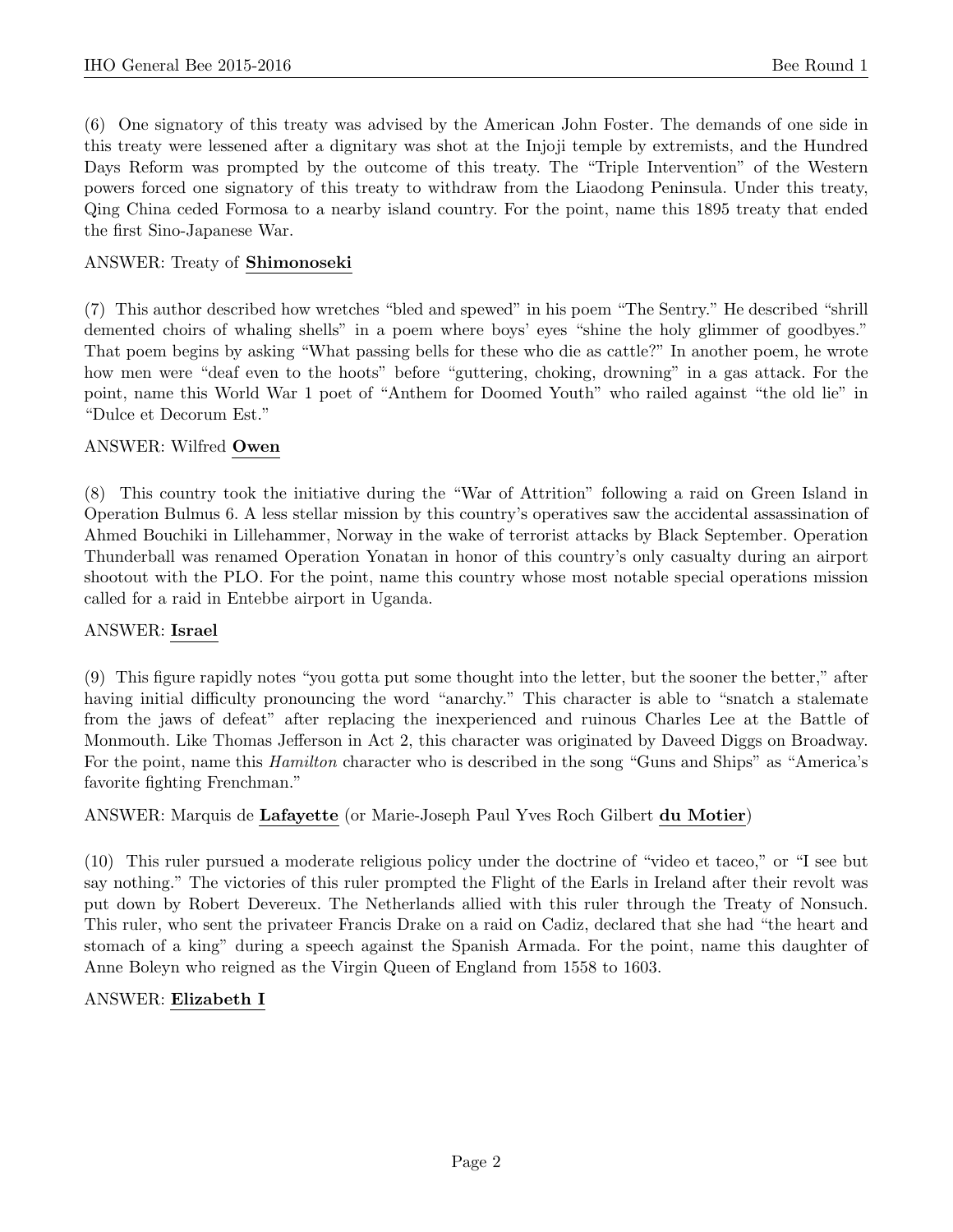(6) One signatory of this treaty was advised by the American John Foster. The demands of one side in this treaty were lessened after a dignitary was shot at the Injoji temple by extremists, and the Hundred Days Reform was prompted by the outcome of this treaty. The "Triple Intervention" of the Western powers forced one signatory of this treaty to withdraw from the Liaodong Peninsula. Under this treaty, Qing China ceded Formosa to a nearby island country. For the point, name this 1895 treaty that ended the first Sino-Japanese War.

ANSWER: Treaty of **Shimonoseki**

(7) This author described how wretches "bled and spewed" in his poem "The Sentry." He described "shrill demented choirs of whaling shells" in a poem where boys' eyes "shine the holy glimmer of goodbyes." That poem begins by asking "What passing bells for these who die as cattle?" In another poem, he wrote how men were "deaf even to the hoots" before "guttering, choking, drowning" in a gas attack. For the point, name this World War 1 poet of "Anthem for Doomed Youth" who railed against "the old lie" in "Dulce et Decorum Est."

ANSWER: Wilfred **Owen**

(8) This country took the initiative during the "War of Attrition" following a raid on Green Island in Operation Bulmus 6. A less stellar mission by this country's operatives saw the accidental assassination of Ahmed Bouchiki in Lillehammer, Norway in the wake of terrorist attacks by Black September. Operation Thunderball was renamed Operation Yonatan in honor of this country's only casualty during an airport shootout with the PLO. For the point, name this country whose most notable special operations mission called for a raid in Entebbe airport in Uganda.

ANSWER: **Israel**

(9) This figure rapidly notes "you gotta put some thought into the letter, but the sooner the better," after having initial difficulty pronouncing the word "anarchy." This character is able to "snatch a stalemate from the jaws of defeat" after replacing the inexperienced and ruinous Charles Lee at the Battle of Monmouth. Like Thomas Jefferson in Act 2, this character was originated by Daveed Diggs on Broadway. For the point, name this *Hamilton* character who is described in the song "Guns and Ships" as "America's favorite fighting Frenchman."

ANSWER: Marquis de **Lafayette** (or Marie-Joseph Paul Yves Roch Gilbert **du Motier**)

(10) This ruler pursued a moderate religious policy under the doctrine of "video et taceo," or "I see but say nothing." The victories of this ruler prompted the Flight of the Earls in Ireland after their revolt was put down by Robert Devereux. The Netherlands allied with this ruler through the Treaty of Nonsuch. This ruler, who sent the privateer Francis Drake on a raid on Cadiz, declared that she had "the heart and stomach of a king" during a speech against the Spanish Armada. For the point, name this daughter of Anne Boleyn who reigned as the Virgin Queen of England from 1558 to 1603.

ANSWER: **Elizabeth I**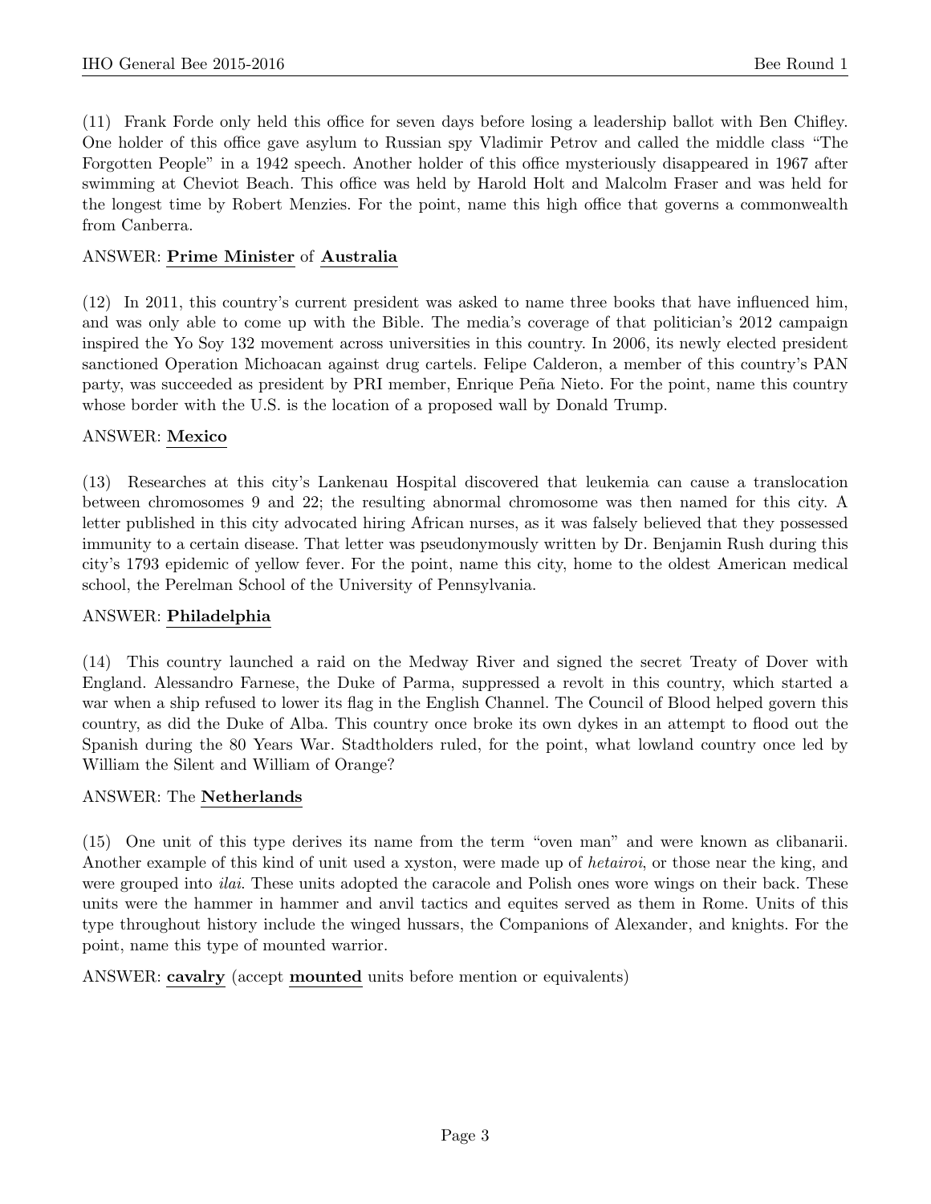(11) Frank Forde only held this office for seven days before losing a leadership ballot with Ben Chifley. One holder of this office gave asylum to Russian spy Vladimir Petrov and called the middle class "The Forgotten People" in a 1942 speech. Another holder of this office mysteriously disappeared in 1967 after swimming at Cheviot Beach. This office was held by Harold Holt and Malcolm Fraser and was held for the longest time by Robert Menzies. For the point, name this high office that governs a commonwealth from Canberra.

ANSWER: **Prime Minister** of **Australia**

(12) In 2011, this country's current president was asked to name three books that have influenced him, and was only able to come up with the Bible. The media's coverage of that politician's 2012 campaign inspired the Yo Soy 132 movement across universities in this country. In 2006, its newly elected president sanctioned Operation Michoacan against drug cartels. Felipe Calderon, a member of this country's PAN party, was succeeded as president by PRI member, Enrique Peña Nieto. For the point, name this country whose border with the U.S. is the location of a proposed wall by Donald Trump.

ANSWER: **Mexico**

(13) Researches at this city's Lankenau Hospital discovered that leukemia can cause a translocation between chromosomes 9 and 22; the resulting abnormal chromosome was then named for this city. A letter published in this city advocated hiring African nurses, as it was falsely believed that they possessed immunity to a certain disease. That letter was pseudonymously written by Dr. Benjamin Rush during this city's 1793 epidemic of yellow fever. For the point, name this city, home to the oldest American medical school, the Perelman School of the University of Pennsylvania.

ANSWER: **Philadelphia**

(14) This country launched a raid on the Medway River and signed the secret Treaty of Dover with England. Alessandro Farnese, the Duke of Parma, suppressed a revolt in this country, which started a war when a ship refused to lower its flag in the English Channel. The Council of Blood helped govern this country, as did the Duke of Alba. This country once broke its own dykes in an attempt to flood out the Spanish during the 80 Years War. Stadtholders ruled, for the point, what lowland country once led by William the Silent and William of Orange?

ANSWER: The **Netherlands**

(15) One unit of this type derives its name from the term "oven man" and were known as clibanarii. Another example of this kind of unit used a xyston, were made up of *hetairoi*, or those near the king, and were grouped into *ilai.* These units adopted the caracole and Polish ones wore wings on their back. These units were the hammer in hammer and anvil tactics and equites served as them in Rome. Units of this type throughout history include the winged hussars, the Companions of Alexander, and knights. For the point, name this type of mounted warrior.

ANSWER: **cavalry** (accept **mounted** units before mention or equivalents)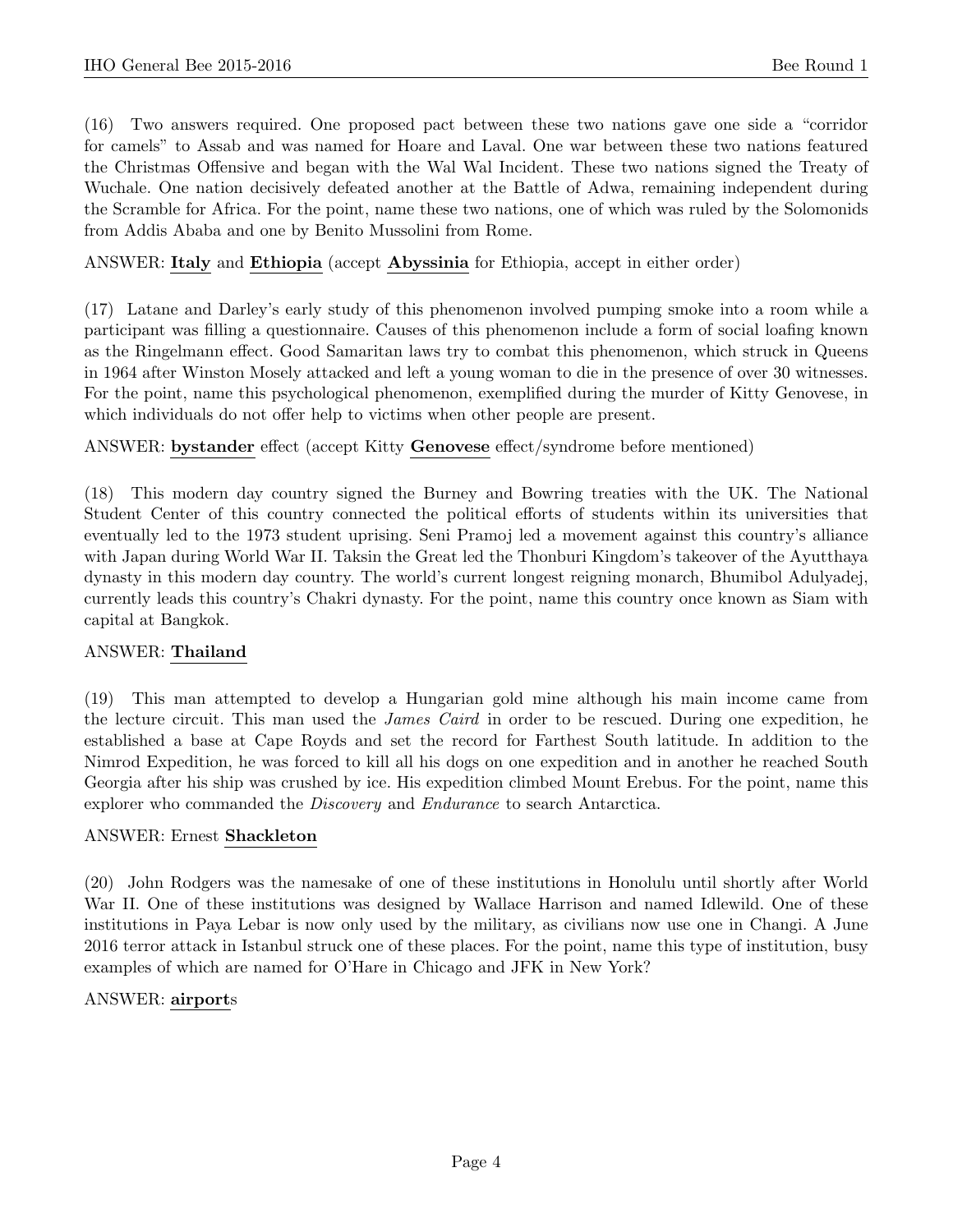(16) Two answers required. One proposed pact between these two nations gave one side a "corridor for camels" to Assab and was named for Hoare and Laval. One war between these two nations featured the Christmas Offensive and began with the Wal Wal Incident. These two nations signed the Treaty of Wuchale. One nation decisively defeated another at the Battle of Adwa, remaining independent during the Scramble for Africa. For the point, name these two nations, one of which was ruled by the Solomonids from Addis Ababa and one by Benito Mussolini from Rome.

ANSWER: **Italy** and **Ethiopia** (accept **Abyssinia** for Ethiopia, accept in either order)

(17) Latane and Darley's early study of this phenomenon involved pumping smoke into a room while a participant was filling a questionnaire. Causes of this phenomenon include a form of social loafing known as the Ringelmann effect. Good Samaritan laws try to combat this phenomenon, which struck in Queens in 1964 after Winston Mosely attacked and left a young woman to die in the presence of over 30 witnesses. For the point, name this psychological phenomenon, exemplified during the murder of Kitty Genovese, in which individuals do not offer help to victims when other people are present.

ANSWER: **bystander** effect (accept Kitty **Genovese** effect/syndrome before mentioned)

(18) This modern day country signed the Burney and Bowring treaties with the UK. The National Student Center of this country connected the political efforts of students within its universities that eventually led to the 1973 student uprising. Seni Pramoj led a movement against this country's alliance with Japan during World War II. Taksin the Great led the Thonburi Kingdom's takeover of the Ayutthaya dynasty in this modern day country. The world's current longest reigning monarch, Bhumibol Adulyadej, currently leads this country's Chakri dynasty. For the point, name this country once known as Siam with capital at Bangkok.

ANSWER: **Thailand**

(19) This man attempted to develop a Hungarian gold mine although his main income came from the lecture circuit. This man used the *James Caird* in order to be rescued. During one expedition, he established a base at Cape Royds and set the record for Farthest South latitude. In addition to the Nimrod Expedition, he was forced to kill all his dogs on one expedition and in another he reached South Georgia after his ship was crushed by ice. His expedition climbed Mount Erebus. For the point, name this explorer who commanded the *Discovery* and *Endurance* to search Antarctica.

ANSWER: Ernest **Shackleton**

(20) John Rodgers was the namesake of one of these institutions in Honolulu until shortly after World War II. One of these institutions was designed by Wallace Harrison and named Idlewild. One of these institutions in Paya Lebar is now only used by the military, as civilians now use one in Changi. A June 2016 terror attack in Istanbul struck one of these places. For the point, name this type of institution, busy examples of which are named for O'Hare in Chicago and JFK in New York?

ANSWER: **airport**s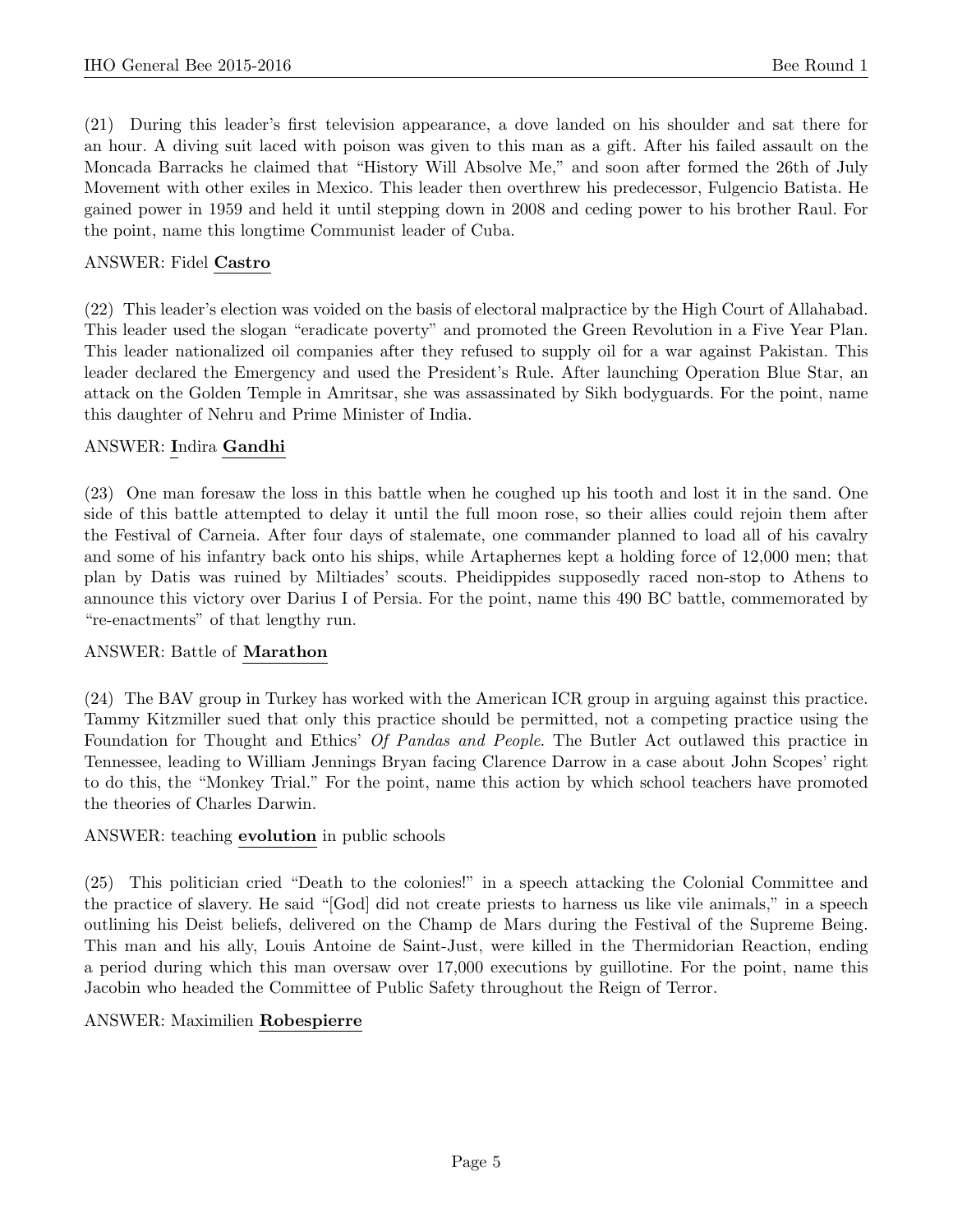(21) During this leader's first television appearance, a dove landed on his shoulder and sat there for an hour. A diving suit laced with poison was given to this man as a gift. After his failed assault on the Moncada Barracks he claimed that "History Will Absolve Me," and soon after formed the 26th of July Movement with other exiles in Mexico. This leader then overthrew his predecessor, Fulgencio Batista. He gained power in 1959 and held it until stepping down in 2008 and ceding power to his brother Raul. For the point, name this longtime Communist leader of Cuba.

ANSWER: Fidel **Castro**

(22) This leader's election was voided on the basis of electoral malpractice by the High Court of Allahabad. This leader used the slogan "eradicate poverty" and promoted the Green Revolution in a Five Year Plan. This leader nationalized oil companies after they refused to supply oil for a war against Pakistan. This leader declared the Emergency and used the President's Rule. After launching Operation Blue Star, an attack on the Golden Temple in Amritsar, she was assassinated by Sikh bodyguards. For the point, name this daughter of Nehru and Prime Minister of India.

ANSWER: **I**ndira **Gandhi**

(23) One man foresaw the loss in this battle when he coughed up his tooth and lost it in the sand. One side of this battle attempted to delay it until the full moon rose, so their allies could rejoin them after the Festival of Carneia. After four days of stalemate, one commander planned to load all of his cavalry and some of his infantry back onto his ships, while Artaphernes kept a holding force of 12,000 men; that plan by Datis was ruined by Miltiades' scouts. Pheidippides supposedly raced non-stop to Athens to announce this victory over Darius I of Persia. For the point, name this 490 BC battle, commemorated by "re-enactments" of that lengthy run.

ANSWER: Battle of **Marathon**

(24) The BAV group in Turkey has worked with the American ICR group in arguing against this practice. Tammy Kitzmiller sued that only this practice should be permitted, not a competing practice using the Foundation for Thought and Ethics' *Of Pandas and People*. The Butler Act outlawed this practice in Tennessee, leading to William Jennings Bryan facing Clarence Darrow in a case about John Scopes' right to do this, the "Monkey Trial." For the point, name this action by which school teachers have promoted the theories of Charles Darwin.

ANSWER: teaching **evolution** in public schools

(25) This politician cried "Death to the colonies!" in a speech attacking the Colonial Committee and the practice of slavery. He said "[God] did not create priests to harness us like vile animals," in a speech outlining his Deist beliefs, delivered on the Champ de Mars during the Festival of the Supreme Being. This man and his ally, Louis Antoine de Saint-Just, were killed in the Thermidorian Reaction, ending a period during which this man oversaw over 17,000 executions by guillotine. For the point, name this Jacobin who headed the Committee of Public Safety throughout the Reign of Terror.

ANSWER: Maximilien **Robespierre**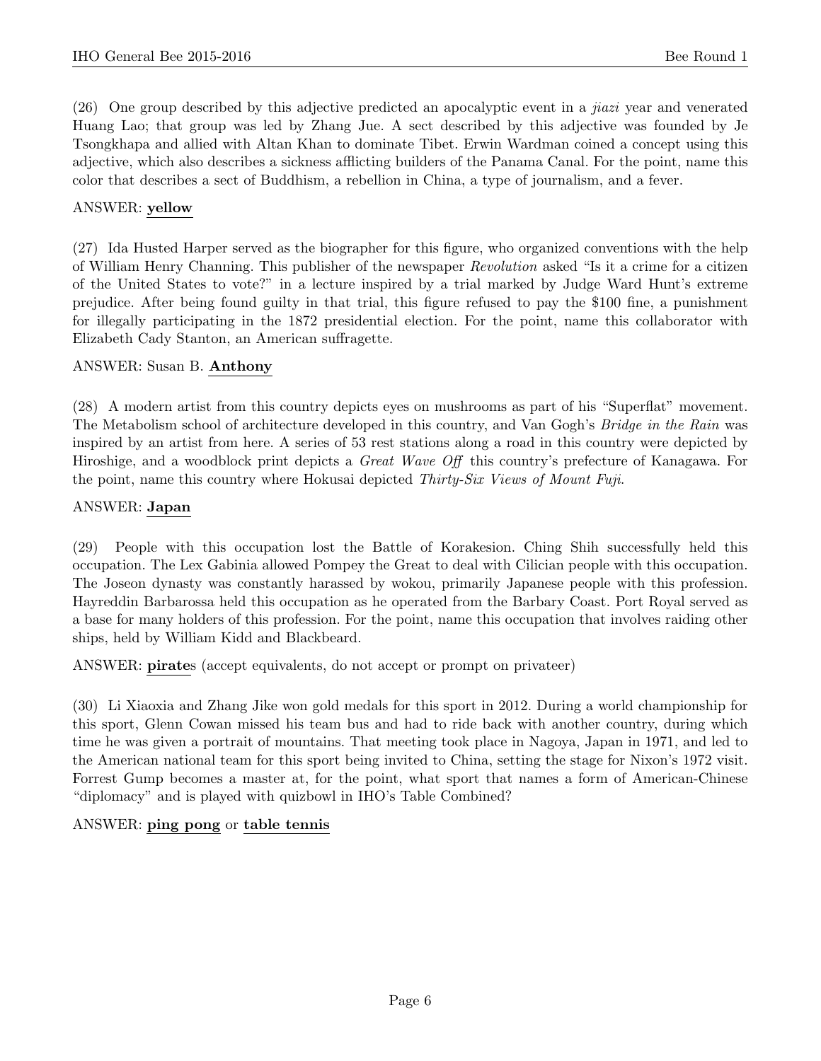(26) One group described by this adjective predicted an apocalyptic event in a *jiazi* year and venerated Huang Lao; that group was led by Zhang Jue. A sect described by this adjective was founded by Je Tsongkhapa and allied with Altan Khan to dominate Tibet. Erwin Wardman coined a concept using this adjective, which also describes a sickness afflicting builders of the Panama Canal. For the point, name this color that describes a sect of Buddhism, a rebellion in China, a type of journalism, and a fever.

ANSWER: **yellow**

(27) Ida Husted Harper served as the biographer for this figure, who organized conventions with the help of William Henry Channing. This publisher of the newspaper *Revolution* asked "Is it a crime for a citizen of the United States to vote?" in a lecture inspired by a trial marked by Judge Ward Hunt's extreme prejudice. After being found guilty in that trial, this figure refused to pay the $100 fine, a punishment for illegally participating in the 1872 presidential election. For the point, name this collaborator with Elizabeth Cady Stanton, an American suffragette.

ANSWER: Susan B. **Anthony**

(28) A modern artist from this country depicts eyes on mushrooms as part of his "Superflat" movement. The Metabolism school of architecture developed in this country, and Van Gogh's *Bridge in the Rain* was inspired by an artist from here. A series of 53 rest stations along a road in this country were depicted by Hiroshige, and a woodblock print depicts a *Great Wave Off* this country's prefecture of Kanagawa. For the point, name this country where Hokusai depicted *Thirty-Six Views of Mount Fuji*.

ANSWER: **Japan**

(29) People with this occupation lost the Battle of Korakesion. Ching Shih successfully held this occupation. The Lex Gabinia allowed Pompey the Great to deal with Cilician people with this occupation. The Joseon dynasty was constantly harassed by wokou, primarily Japanese people with this profession. Hayreddin Barbarossa held this occupation as he operated from the Barbary Coast. Port Royal served as a base for many holders of this profession. For the point, name this occupation that involves raiding other ships, held by William Kidd and Blackbeard.

ANSWER: **pirate**s (accept equivalents, do not accept or prompt on privateer)

(30) Li Xiaoxia and Zhang Jike won gold medals for this sport in 2012. During a world championship for this sport, Glenn Cowan missed his team bus and had to ride back with another country, during which time he was given a portrait of mountains. That meeting took place in Nagoya, Japan in 1971, and led to the American national team for this sport being invited to China, setting the stage for Nixon's 1972 visit. Forrest Gump becomes a master at, for the point, what sport that names a form of American-Chinese "diplomacy" and is played with quizbowl in IHO's Table Combined?

ANSWER: **ping pong** or **table tennis**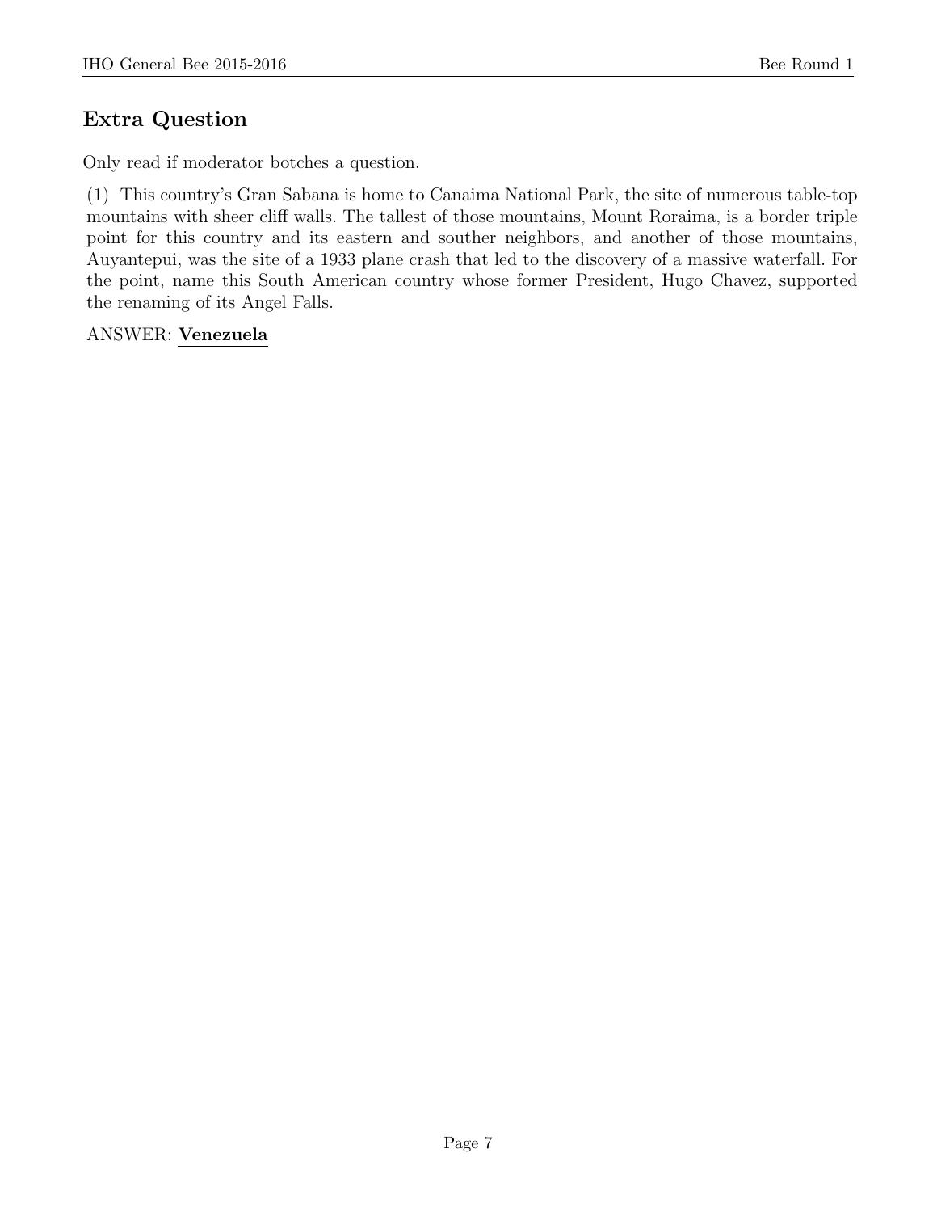## Extra Question

Only read if moderator botches a question.

(1) This country's Gran Sabana is home to Canaima National Park, the site of numerous table-top mountains with sheer cliff walls. The tallest of those mountains, Mount Roraima, is a border triple point for this country and its eastern and souther neighbors, and another of those mountains, Auyantepui, was the site of a 1933 plane crash that led to the discovery of a massive waterfall. For the point, name this South American country whose former President, Hugo Chavez, supported the renaming of its Angel Falls.

ANSWER: **Venezuela**